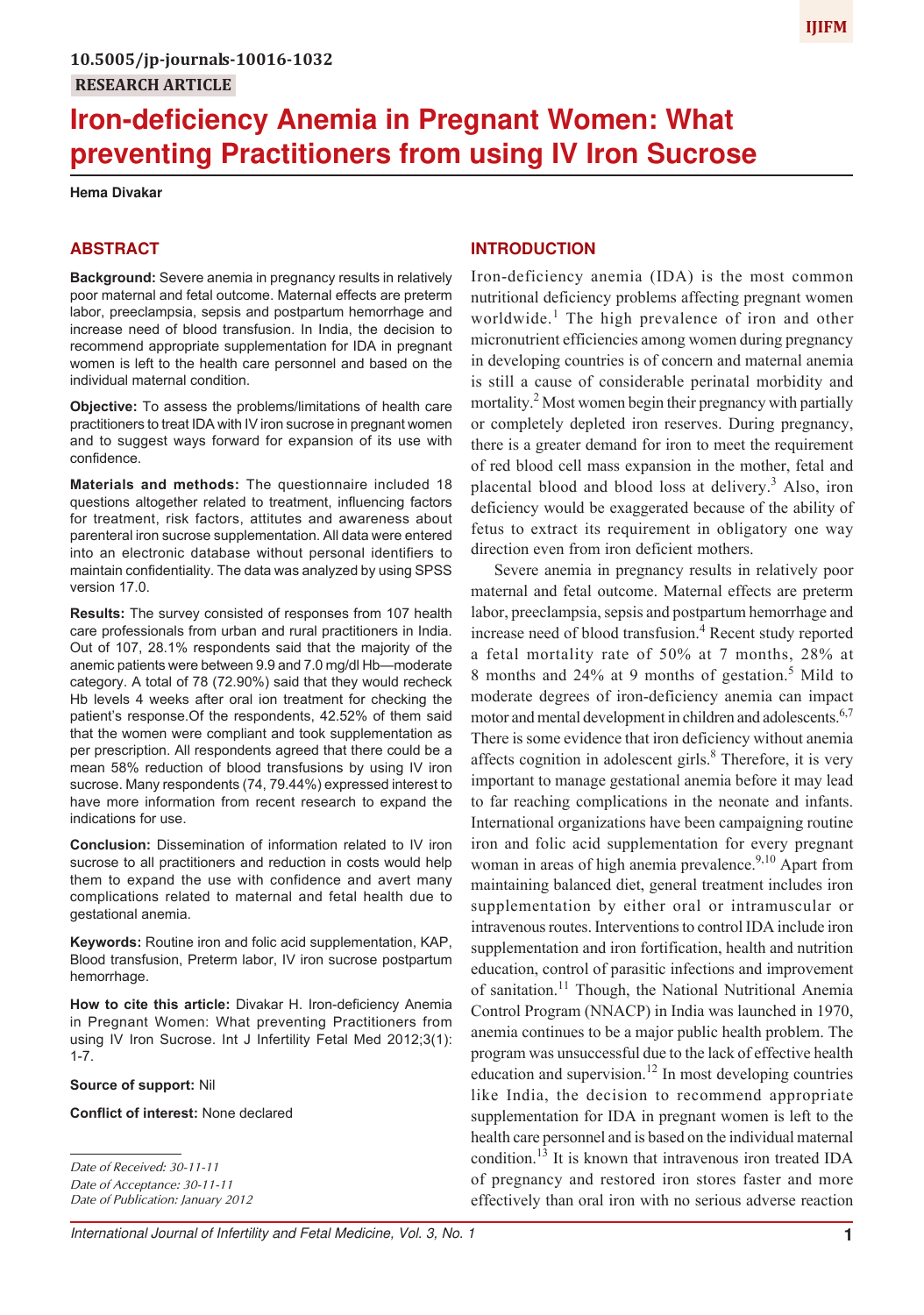10.5005/jp-journals-10016-1032

RESEARCH ARTICLE

# Iron-deficiency Anemia in Pregnant Women: What preventing Practitioners from using IV Iron Sucrose

**Hema Divakar**

## ABSTRACT

**Background:** Severe anemia in pregnancy results in relatively poor maternal and fetal outcome. Maternal effects are preterm labor, preeclampsia, sepsis and postpartum hemorrhage and increase need of blood transfusion. In India, the decision to recommend appropriate supplementation for IDA in pregnant women is left to the health care personnel and based on the individual maternal condition.

**Objective:** To assess the problems/limitations of health care practitioners to treat IDA with IV iron sucrose in pregnant women and to suggest ways forward for expansion of its use with confidence.

**Materials and methods:** The questionnaire included 18 questions altogether related to treatment, influencing factors for treatment, risk factors, attitudes and awareness about parenteral iron sucrose supplementation. All data were entered into an electronic database without personal identifiers to maintain confidentiality. The data was analyzed by using SPSS version 17.0.

**Results:** The survey consisted of responses from 107 health care professionals from urban and rural practitioners in India. Out of 107, 28.1% respondents said that the majority of the anemic patients were between 9.9 and 7.0 mg/dl Hb—moderate category. A total of 78 (72.90%) said that they would recheck Hb levels 4 weeks after oral ion treatment for checking the patient's response.Of the respondents, 42.52% of them said that the women were compliant and took supplementation as per prescription. All respondents agreed that there could be a mean 58% reduction of blood transfusions by using IV iron sucrose. Many respondents (74, 79.44%) expressed interest to have more information from recent research to expand the indications for use.

**Conclusion:** Dissemination of information related to IV iron sucrose to all practitioners and reduction in costs would help them to expand the use with confidence and avert many complications related to maternal and fetal health due to gestational anemia.

**Keywords:** Routine iron and folic acid supplementation, KAP, Blood transfusion, Preterm labor, IV iron sucrose postpartum hemorrhage.

**How to cite this article:** Divakar H. Iron-deficiency Anemia in Pregnant Women: What preventing Practitioners from using IV Iron Sucrose. Int J Infertility Fetal Med 2012;3(1): 1-7.

**Source of support:** Nil

**Conflict of interest:** None declared

*Date of Received: 30-11-11*
*Date of Acceptance: 30-11-11*
*Date of Publication: January 2012*

## INTRODUCTION

Iron-deficiency anemia (IDA) is the most common nutritional deficiency problems affecting pregnant women worldwide.[1] The high prevalence of iron and other micronutrient efficiencies among women during pregnancy in developing countries is of concern and maternal anemia is still a cause of considerable perinatal morbidity and mortality.[2] Most women begin their pregnancy with partially or completely depleted iron reserves. During pregnancy, there is a greater demand for iron to meet the requirement of red blood cell mass expansion in the mother, fetal and placental blood and blood loss at delivery.[3] Also, iron deficiency would be exaggerated because of the ability of fetus to extract its requirement in obligatory one way direction even from iron deficient mothers.

Severe anemia in pregnancy results in relatively poor maternal and fetal outcome. Maternal effects are preterm labor, preeclampsia, sepsis and postpartum hemorrhage and increase need of blood transfusion.[4] Recent study reported a fetal mortality rate of 50% at 7 months, 28% at 8 months and 24% at 9 months of gestation.[5] Mild to moderate degrees of iron-deficiency anemia can impact motor and mental development in children and adolescents.[6,7] There is some evidence that iron deficiency without anemia affects cognition in adolescent girls.[8] Therefore, it is very important to manage gestational anemia before it may lead to far reaching complications in the neonate and infants. International organizations have been campaigning routine iron and folic acid supplementation for every pregnant woman in areas of high anemia prevalence.[9,10] Apart from maintaining balanced diet, general treatment includes iron supplementation by either oral or intramuscular or intravenous routes. Interventions to control IDA include iron supplementation and iron fortification, health and nutrition education, control of parasitic infections and improvement of sanitation.[11] Though, the National Nutritional Anemia Control Program (NNACP) in India was launched in 1970, anemia continues to be a major public health problem. The program was unsuccessful due to the lack of effective health education and supervision.[12] In most developing countries like India, the decision to recommend appropriate supplementation for IDA in pregnant women is left to the health care personnel and is based on the individual maternal condition.[13] It is known that intravenous iron treated IDA of pregnancy and restored iron stores faster and more effectively than oral iron with no serious adverse reaction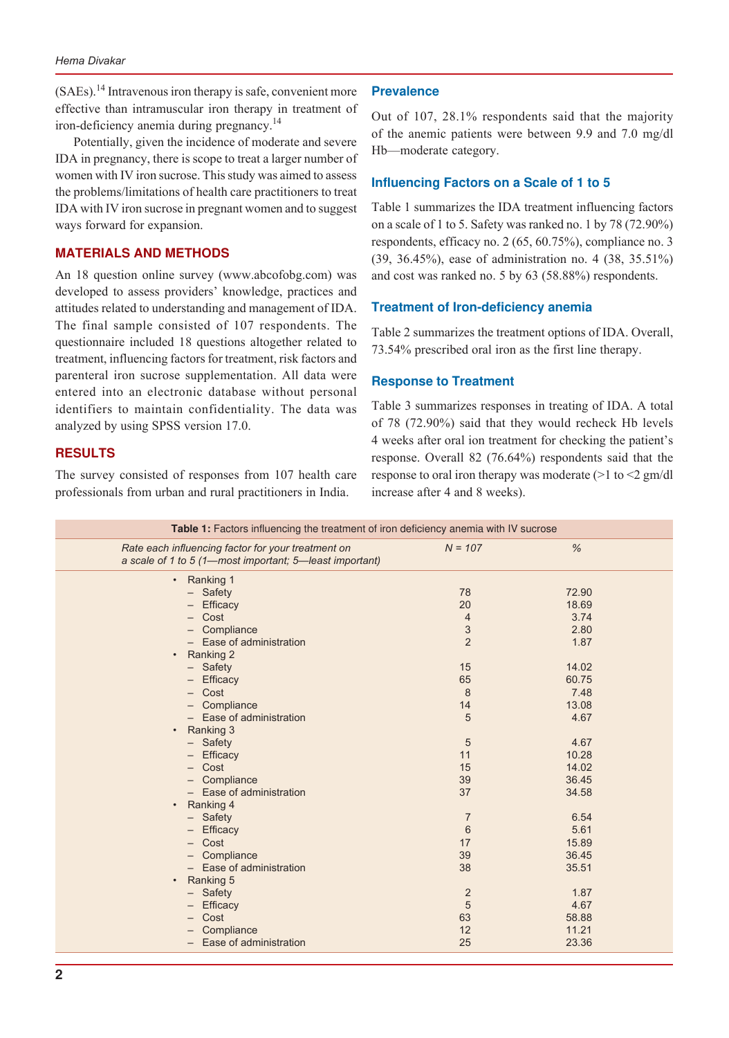(SAEs).[14] Intravenous iron therapy is safe, convenient more effective than intramuscular iron therapy in treatment of iron-deficiency anemia during pregnancy.[14]

Potentially, given the incidence of moderate and severe IDA in pregnancy, there is scope to treat a larger number of women with IV iron sucrose. This study was aimed to assess the problems/limitations of health care practitioners to treat IDA with IV iron sucrose in pregnant women and to suggest ways forward for expansion.

## MATERIALS AND METHODS

An 18 question online survey (www.abcofobg.com) was developed to assess providers' knowledge, practices and attitudes related to understanding and management of IDA. The final sample consisted of 107 respondents. The questionnaire included 18 questions altogether related to treatment, influencing factors for treatment, risk factors and parenteral iron sucrose supplementation. All data were entered into an electronic database without personal identifiers to maintain confidentiality. The data was analyzed by using SPSS version 17.0.

## RESULTS

The survey consisted of responses from 107 health care professionals from urban and rural practitioners in India.

### Prevalence

Out of 107, 28.1% respondents said that the majority of the anemic patients were between 9.9 and 7.0 mg/dl Hb—moderate category.

### Influencing Factors on a Scale of 1 to 5

Table 1 summarizes the IDA treatment influencing factors on a scale of 1 to 5. Safety was ranked no. 1 by 78 (72.90%) respondents, efficacy no. 2 (65, 60.75%), compliance no. 3 (39, 36.45%), ease of administration no. 4 (38, 35.51%) and cost was ranked no. 5 by 63 (58.88%) respondents.

### Treatment of Iron-deficiency anemia

Table 2 summarizes the treatment options of IDA. Overall, 73.54% prescribed oral iron as the first line therapy.

### Response to Treatment

Table 3 summarizes responses in treating of IDA. A total of 78 (72.90%) said that they would recheck Hb levels 4 weeks after oral ion treatment for checking the patient's response. Overall 82 (76.64%) respondents said that the response to oral iron therapy was moderate (>1 to <2 gm/dl increase after 4 and 8 weeks).

**Table 1:** Factors influencing the treatment of iron deficiency anemia with IV sucrose

| *Rate each influencing factor for your treatment on a scale of 1 to 5 (1—most important; 5—least important)* | *N = 107* | *%* |
|---|---|---|
| • Ranking 1 | | |
| – Safety | 78 | 72.90 |
| – Efficacy | 20 | 18.69 |
| – Cost | 4 | 3.74 |
| – Compliance | 3 | 2.80 |
| – Ease of administration | 2 | 1.87 |
| • Ranking 2 | | |
| – Safety | 15 | 14.02 |
| – Efficacy | 65 | 60.75 |
| – Cost | 8 | 7.48 |
| – Compliance | 14 | 13.08 |
| – Ease of administration | 5 | 4.67 |
| • Ranking 3 | | |
| – Safety | 5 | 4.67 |
| – Efficacy | 11 | 10.28 |
| – Cost | 15 | 14.02 |
| – Compliance | 39 | 36.45 |
| – Ease of administration | 37 | 34.58 |
| • Ranking 4 | | |
| – Safety | 7 | 6.54 |
| – Efficacy | 6 | 5.61 |
| – Cost | 17 | 15.89 |
| – Compliance | 39 | 36.45 |
| – Ease of administration | 38 | 35.51 |
| • Ranking 5 | | |
| – Safety | 2 | 1.87 |
| – Efficacy | 5 | 4.67 |
| – Cost | 63 | 58.88 |
| – Compliance | 12 | 11.21 |
| – Ease of administration | 25 | 23.36 |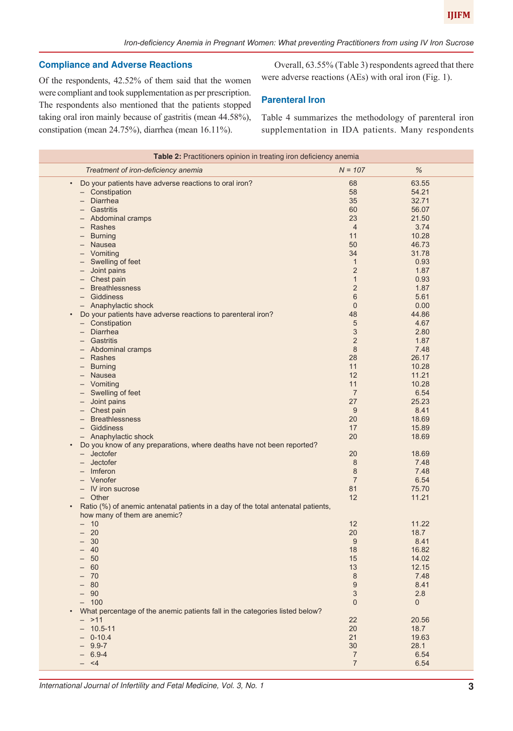## Compliance and Adverse Reactions

Of the respondents, 42.52% of them said that the women were compliant and took supplementation as per prescription. The respondents also mentioned that the patients stopped taking oral iron mainly because of gastritis (mean 44.58%), constipation (mean 24.75%), diarrhea (mean 16.11%).

Overall, 63.55% (Table 3) respondents agreed that there were adverse reactions (AEs) with oral iron (Fig. 1).

## Parenteral Iron

Table 4 summarizes the methodology of parenteral iron supplementation in IDA patients. Many respondents

**Table 2:** Practitioners opinion in treating iron deficiency anemia

| *Treatment of iron-deficiency anemia* | *N = 107* | *%* |
|---|---|---|
| • Do your patients have adverse reactions to oral iron? | 68 | 63.55 |
| – Constipation | 58 | 54.21 |
| – Diarrhea | 35 | 32.71 |
| – Gastritis | 60 | 56.07 |
| – Abdominal cramps | 23 | 21.50 |
| – Rashes | 4 | 3.74 |
| – Burning | 11 | 10.28 |
| – Nausea | 50 | 46.73 |
| – Vomiting | 34 | 31.78 |
| – Swelling of feet | 1 | 0.93 |
| – Joint pains | 2 | 1.87 |
| – Chest pain | 1 | 0.93 |
| – Breathlessness | 2 | 1.87 |
| – Giddiness | 6 | 5.61 |
| – Anaphylactic shock | 0 | 0.00 |
| • Do your patients have adverse reactions to parenteral iron? | 48 | 44.86 |
| – Constipation | 5 | 4.67 |
| – Diarrhea | 3 | 2.80 |
| – Gastritis | 2 | 1.87 |
| – Abdominal cramps | 8 | 7.48 |
| – Rashes | 28 | 26.17 |
| – Burning | 11 | 10.28 |
| – Nausea | 12 | 11.21 |
| – Vomiting | 11 | 10.28 |
| – Swelling of feet | 7 | 6.54 |
| – Joint pains | 27 | 25.23 |
| – Chest pain | 9 | 8.41 |
| – Breathlessness | 20 | 18.69 |
| – Giddiness | 17 | 15.89 |
| – Anaphylactic shock | 20 | 18.69 |
| • Do you know of any preparations, where deaths have not been reported? | | |
| – Jectofer | 20 | 18.69 |
| – Jectofer | 8 | 7.48 |
| – Imferon | 8 | 7.48 |
| – Venofer | 7 | 6.54 |
| – IV iron sucrose | 81 | 75.70 |
| – Other | 12 | 11.21 |
| • Ratio (%) of anemic antenatal patients in a day of the total antenatal patients, how many of them are anemic? | | |
| – 10 | 12 | 11.22 |
| – 20 | 20 | 18.7 |
| – 30 | 9 | 8.41 |
| – 40 | 18 | 16.82 |
| – 50 | 15 | 14.02 |
| – 60 | 13 | 12.15 |
| – 70 | 8 | 7.48 |
| – 80 | 9 | 8.41 |
| – 90 | 3 | 2.8 |
| – 100 | 0 | 0 |
| • What percentage of the anemic patients fall in the categories listed below? | | |
| – >11 | 22 | 20.56 |
| – 10.5-11 | 20 | 18.7 |
| – 0-10.4 | 21 | 19.63 |
| – 9.9-7 | 30 | 28.1 |
| – 6.9-4 | 7 | 6.54 |
| – <4 | 7 | 6.54 |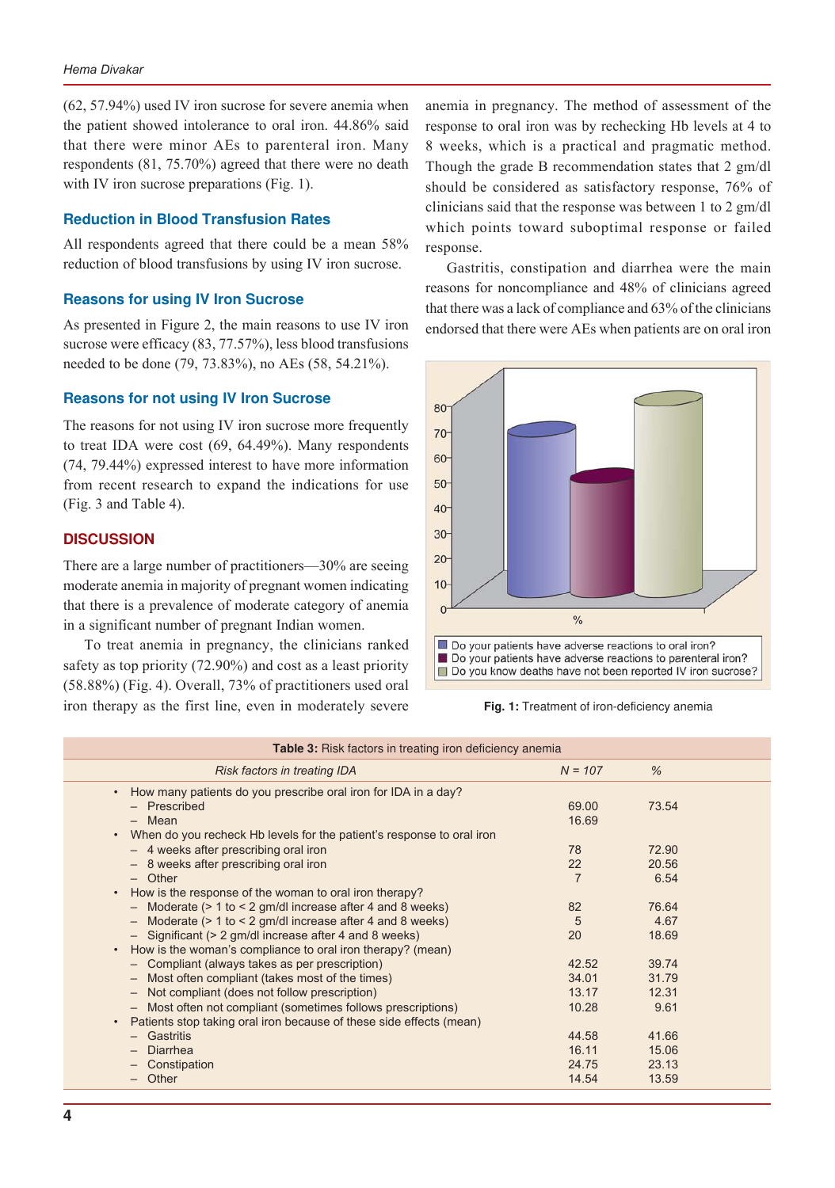(62, 57.94%) used IV iron sucrose for severe anemia when the patient showed intolerance to oral iron. 44.86% said that there were minor AEs to parenteral iron. Many respondents (81, 75.70%) agreed that there were no death with IV iron sucrose preparations (Fig. 1).

### Reduction in Blood Transfusion Rates

All respondents agreed that there could be a mean 58% reduction of blood transfusions by using IV iron sucrose.

### Reasons for using IV Iron Sucrose

As presented in Figure 2, the main reasons to use IV iron sucrose were efficacy (83, 77.57%), less blood transfusions needed to be done (79, 73.83%), no AEs (58, 54.21%).

### Reasons for not using IV Iron Sucrose

The reasons for not using IV iron sucrose more frequently to treat IDA were cost (69, 64.49%). Many respondents (74, 79.44%) expressed interest to have more information from recent research to expand the indications for use (Fig. 3 and Table 4).

## DISCUSSION

There are a large number of practitioners—30% are seeing moderate anemia in majority of pregnant women indicating that there is a prevalence of moderate category of anemia in a significant number of pregnant Indian women.

To treat anemia in pregnancy, the clinicians ranked safety as top priority (72.90%) and cost as a least priority (58.88%) (Fig. 4). Overall, 73% of practitioners used oral iron therapy as the first line, even in moderately severe anemia in pregnancy. The method of assessment of the response to oral iron was by rechecking Hb levels at 4 to 8 weeks, which is a practical and pragmatic method. Though the grade B recommendation states that 2 gm/dl should be considered as satisfactory response, 76% of clinicians said that the response was between 1 to 2 gm/dl which points toward suboptimal response or failed response.

Gastritis, constipation and diarrhea were the main reasons for noncompliance and 48% of clinicians agreed that there was a lack of compliance and 63% of the clinicians endorsed that there were AEs when patients are on oral iron

Do your patients have adverse reactions to oral iron?
Do your patients have adverse reactions to parenteral iron?
Do you know deaths have not been reported IV iron sucrose?

**Fig. 1:** Treatment of iron-deficiency anemia

**Table 3:** Risk factors in treating iron deficiency anemia

| *Risk factors in treating IDA* | *N = 107* | *%* |
|---|---|---|
| • How many patients do you prescribe oral iron for IDA in a day? | | |
| – Prescribed | 69.00 | 73.54 |
| – Mean | 16.69 | |
| • When do you recheck Hb levels for the patient's response to oral iron | | |
| – 4 weeks after prescribing oral iron | 78 | 72.90 |
| – 8 weeks after prescribing oral iron | 22 | 20.56 |
| – Other | 7 | 6.54 |
| • How is the response of the woman to oral iron therapy? | | |
| – Moderate (> 1 to < 2 gm/dl increase after 4 and 8 weeks) | 82 | 76.64 |
| – Moderate (> 1 to < 2 gm/dl increase after 4 and 8 weeks) | 5 | 4.67 |
| – Significant (> 2 gm/dl increase after 4 and 8 weeks) | 20 | 18.69 |
| • How is the woman's compliance to oral iron therapy? (mean) | | |
| – Compliant (always takes as per prescription) | 42.52 | 39.74 |
| – Most often compliant (takes most of the times) | 34.01 | 31.79 |
| – Not compliant (does not follow prescription) | 13.17 | 12.31 |
| – Most often not compliant (sometimes follows prescriptions) | 10.28 | 9.61 |
| • Patients stop taking oral iron because of these side effects (mean) | | |
| – Gastritis | 44.58 | 41.66 |
| – Diarrhea | 16.11 | 15.06 |
| – Constipation | 24.75 | 23.13 |
| – Other | 14.54 | 13.59 |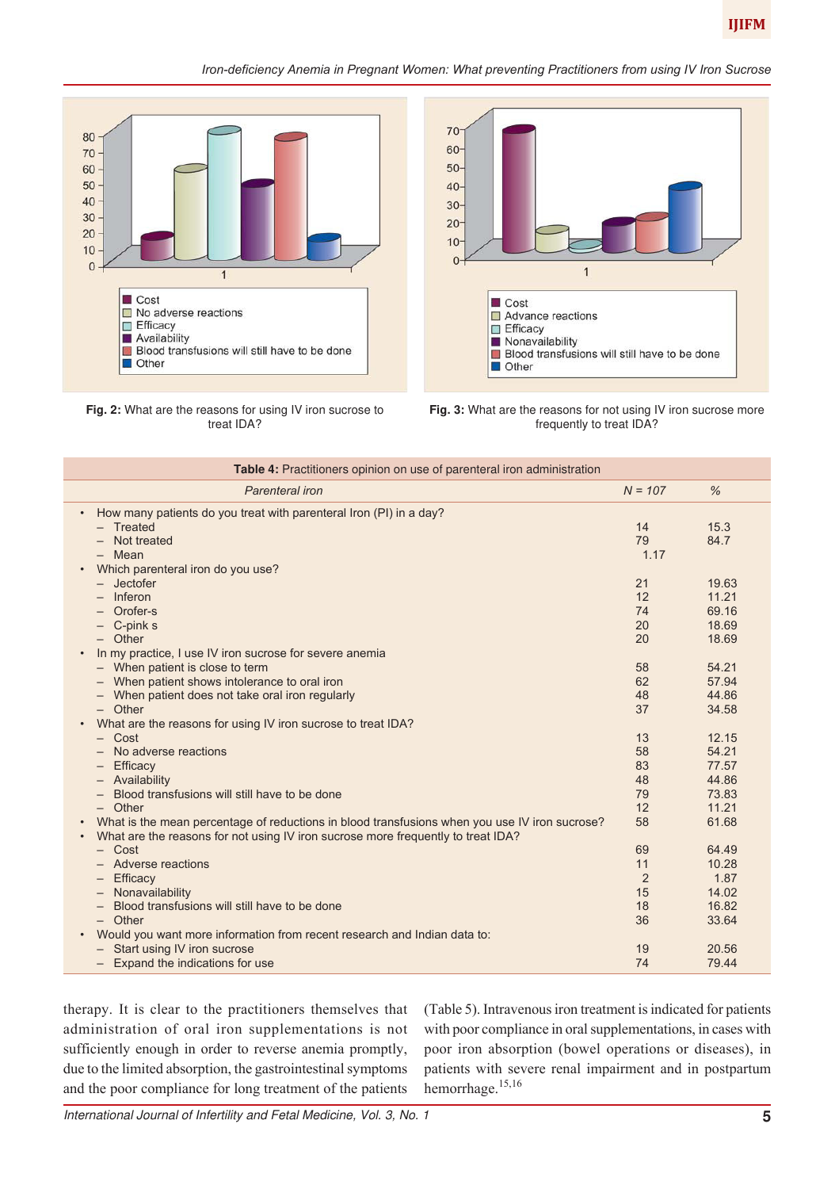Fig. 2: What are the reasons for using IV iron sucrose to treat IDA?

Fig. 3: What are the reasons for not using IV iron sucrose more frequently to treat IDA?

**Table 4:** Practitioners opinion on use of parenteral iron administration

| *Parenteral iron* | *N = 107* | *%* |
|---|---|---|
| • How many patients do you treat with parenteral Iron (PI) in a day? | | |
| – Treated | 14 | 15.3 |
| – Not treated | 79 | 84.7 |
| – Mean | 1.17 | |
| • Which parenteral iron do you use? | | |
| – Jectofer | 21 | 19.63 |
| – Inferon | 12 | 11.21 |
| – Orofer-s | 74 | 69.16 |
| – C-pink s | 20 | 18.69 |
| – Other | 20 | 18.69 |
| • In my practice, I use IV iron sucrose for severe anemia | | |
| – When patient is close to term | 58 | 54.21 |
| – When patient shows intolerance to oral iron | 62 | 57.94 |
| – When patient does not take oral iron regularly | 48 | 44.86 |
| – Other | 37 | 34.58 |
| • What are the reasons for using IV iron sucrose to treat IDA? | | |
| – Cost | 13 | 12.15 |
| – No adverse reactions | 58 | 54.21 |
| – Efficacy | 83 | 77.57 |
| – Availability | 48 | 44.86 |
| – Blood transfusions will still have to be done | 79 | 73.83 |
| – Other | 12 | 11.21 |
| • What is the mean percentage of reductions in blood transfusions when you use IV iron sucrose? | 58 | 61.68 |
| • What are the reasons for not using IV iron sucrose more frequently to treat IDA? | | |
| – Cost | 69 | 64.49 |
| – Adverse reactions | 11 | 10.28 |
| – Efficacy | 2 | 1.87 |
| – Nonavailability | 15 | 14.02 |
| – Blood transfusions will still have to be done | 18 | 16.82 |
| – Other | 36 | 33.64 |
| • Would you want more information from recent research and Indian data to: | | |
| – Start using IV iron sucrose | 19 | 20.56 |
| – Expand the indications for use | 74 | 79.44 |

therapy. It is clear to the practitioners themselves that administration of oral iron supplementations is not sufficiently enough in order to reverse anemia promptly, due to the limited absorption, the gastrointestinal symptoms and the poor compliance for long treatment of the patients (Table 5). Intravenous iron treatment is indicated for patients with poor compliance in oral supplementations, in cases with poor iron absorption (bowel operations or diseases), in patients with severe renal impairment and in postpartum hemorrhage.[15,16]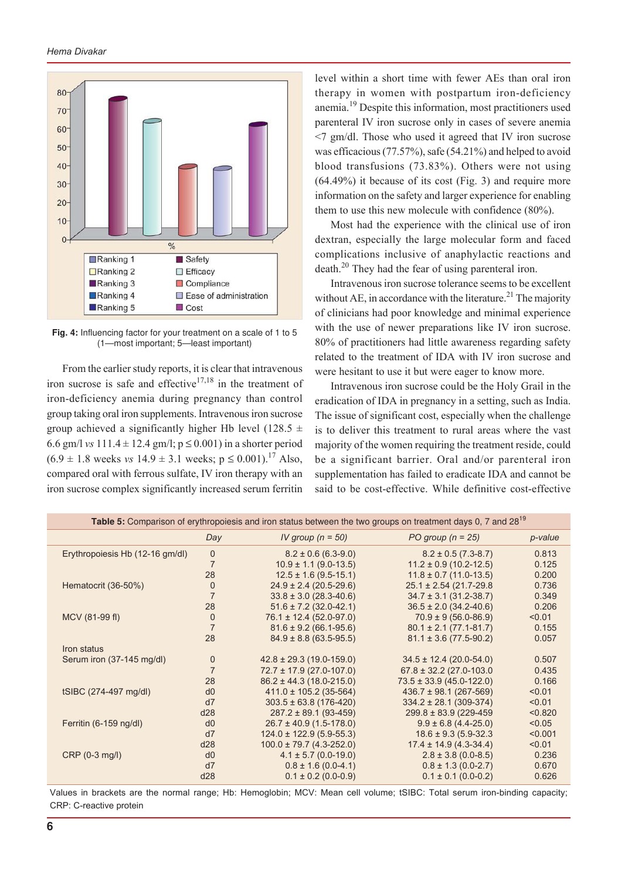Fig. 4: Influencing factor for your treatment on a scale of 1 to 5 (1—most important; 5—least important)

From the earlier study reports, it is clear that intravenous iron sucrose is safe and effective[17,18] in the treatment of iron-deficiency anemia during pregnancy than control group taking oral iron supplements. Intravenous iron sucrose group achieved a significantly higher Hb level (128.5 ± 6.6 gm/l *vs* 111.4 ± 12.4 gm/l; $p \leq 0.001$) in a shorter period (6.9 ± 1.8 weeks *vs* 14.9 ± 3.1 weeks; $p \leq 0.001$).[17] Also, compared oral with ferrous sulfate, IV iron therapy with an iron sucrose complex significantly increased serum ferritin level within a short time with fewer AEs than oral iron therapy in women with postpartum iron-deficiency anemia.[19] Despite this information, most practitioners used parenteral IV iron sucrose only in cases of severe anemia <7 gm/dl. Those who used it agreed that IV iron sucrose was efficacious (77.57%), safe (54.21%) and helped to avoid blood transfusions (73.83%). Others were not using (64.49%) it because of its cost (Fig. 3) and require more information on the safety and larger experience for enabling them to use this new molecule with confidence (80%).

Most had the experience with the clinical use of iron dextran, especially the large molecular form and faced complications inclusive of anaphylactic reactions and death.[20] They had the fear of using parenteral iron.

Intravenous iron sucrose tolerance seems to be excellent without AE, in accordance with the literature.[21] The majority of clinicians had poor knowledge and minimal experience with the use of newer preparations like IV iron sucrose. 80% of practitioners had little awareness regarding safety related to the treatment of IDA with IV iron sucrose and were hesitant to use it but were eager to know more.

Intravenous iron sucrose could be the Holy Grail in the eradication of IDA in pregnancy in a setting, such as India. The issue of significant cost, especially when the challenge is to deliver this treatment to rural areas where the vast majority of the women requiring the treatment reside, could be a significant barrier. Oral and/or parenteral iron supplementation has failed to eradicate IDA and cannot be said to be cost-effective. While definitive cost-effective

**Table 5:** Comparison of erythropoiesis and iron status between the two groups on treatment days 0, 7 and 28[19]

| | *Day* | *IV group (n = 50)* | *PO group (n = 25)* | *p-value* |
|---|---|---|---|---|
| Erythropoiesis Hb (12-16 gm/dl) | 0 | 8.2 ± 0.6 (6.3-9.0) | 8.2 ± 0.5 (7.3-8.7) | 0.813 |
| | 7 | 10.9 ± 1.1 (9.0-13.5) | 11.2 ± 0.9 (10.2-12.5) | 0.125 |
| | 28 | 12.5 ± 1.6 (9.5-15.1) | 11.8 ± 0.7 (11.0-13.5) | 0.200 |
| Hematocrit (36-50%) | 0 | 24.9 ± 2.4 (20.5-29.6) | 25.1 ± 2.54 (21.7-29.8 | 0.736 |
| | 7 | 33.8 ± 3.0 (28.3-40.6) | 34.7 ± 3.1 (31.2-38.7) | 0.349 |
| | 28 | 51.6 ± 7.2 (32.0-42.1) | 36.5 ± 2.0 (34.2-40.6) | 0.206 |
| MCV (81-99 fl) | 0 | 76.1 ± 12.4 (52.0-97.0) | 70.9 ± 9 (56.0-86.9) | <0.01 |
| | 7 | 81.6 ± 9.2 (66.1-95.6) | 80.1 ± 2.1 (77.1-81.7) | 0.155 |
| | 28 | 84.9 ± 8.8 (63.5-95.5) | 81.1 ± 3.6 (77.5-90.2) | 0.057 |
| Iron status | | | | |
| Serum iron (37-145 mg/dl) | 0 | 42.8 ± 29.3 (19.0-159.0) | 34.5 ± 12.4 (20.0-54.0) | 0.507 |
| | 7 | 72.7 ± 17.9 (27.0-107.0) | 67.8 ± 32.2 (27.0-103.0 | 0.435 |
| | 28 | 86.2 ± 44.3 (18.0-215.0) | 73.5 ± 33.9 (45.0-122.0) | 0.166 |
| tSIBC (274-497 mg/dl) | d0 | 411.0 ± 105.2 (35-564) | 436.7 ± 98.1 (267-569) | <0.01 |
| | d7 | 303.5 ± 63.8 (176-420) | 334.2 ± 28.1 (309-374) | <0.01 |
| | d28 | 287.2 ± 89.1 (93-459) | 299.8 ± 83.9 (229-459 | <0.820 |
| Ferritin (6-159 ng/dl) | d0 | 26.7 ± 40.9 (1.5-178.0) | 9.9 ± 6.8 (4.4-25.0) | <0.05 |
| | d7 | 124.0 ± 122.9 (5.9-55.3) | 18.6 ± 9.3 (5.9-32.3 | <0.001 |
| | d28 | 100.0 ± 79.7 (4.3-252.0) | 17.4 ± 14.9 (4.3-34.4) | <0.01 |
| CRP (0-3 mg/l) | d0 | 4.1 ± 5.7 (0.0-19.0) | 2.8 ± 3.8 (0.0-8.5) | 0.236 |
| | d7 | 0.8 ± 1.6 (0.0-4.1) | 0.8 ± 1.3 (0.0-2.7) | 0.670 |
| | d28 | 0.1 ± 0.2 (0.0-0.9) | 0.1 ± 0.1 (0.0-0.2) | 0.626 |

Values in brackets are the normal range; Hb: Hemoglobin; MCV: Mean cell volume; tSIBC: Total serum iron-binding capacity; CRP: C-reactive protein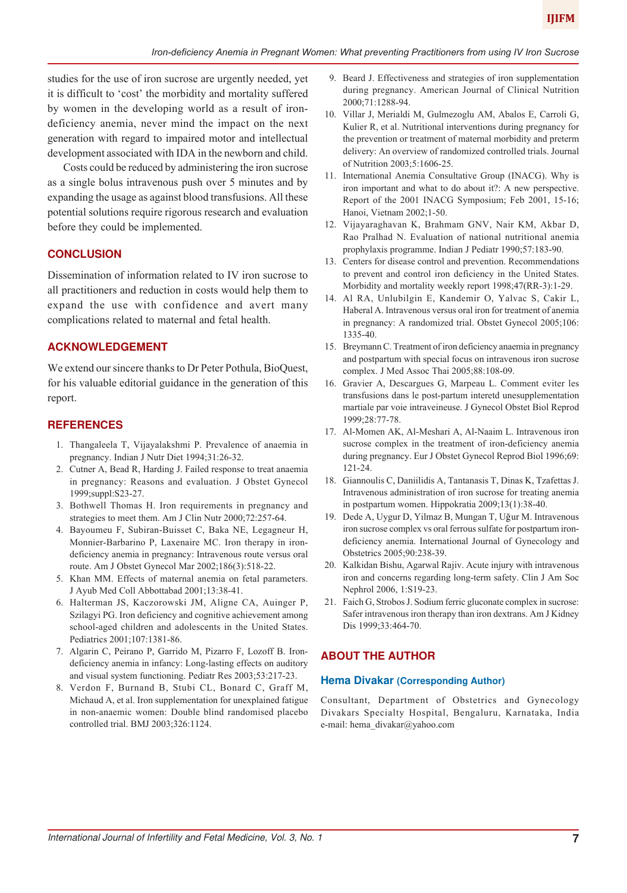studies for the use of iron sucrose are urgently needed, yet it is difficult to 'cost' the morbidity and mortality suffered by women in the developing world as a result of iron-deficiency anemia, never mind the impact on the next generation with regard to impaired motor and intellectual development associated with IDA in the newborn and child.

Costs could be reduced by administering the iron sucrose as a single bolus intravenous push over 5 minutes and by expanding the usage as against blood transfusions. All these potential solutions require rigorous research and evaluation before they could be implemented.

## CONCLUSION

Dissemination of information related to IV iron sucrose to all practitioners and reduction in costs would help them to expand the use with confidence and avert many complications related to maternal and fetal health.

## ACKNOWLEDGEMENT

We extend our sincere thanks to Dr Peter Pothula, BioQuest, for his valuable editorial guidance in the generation of this report.

## REFERENCES

1. Thangaleela T, Vijayalakshmi P. Prevalence of anaemia in pregnancy. Indian J Nutr Diet 1994;31:26-32.
2. Cutner A, Bead R, Harding J. Failed response to treat anaemia in pregnancy: Reasons and evaluation. J Obstet Gynecol 1999;suppl:S23-27.
3. Bothwell Thomas H. Iron requirements in pregnancy and strategies to meet them. Am J Clin Nutr 2000;72:257-64.
4. Bayoumeu F, Subiran-Buisset C, Baka NE, Legagneur H, Monnier-Barbarino P, Laxenaire MC. Iron therapy in iron-deficiency anemia in pregnancy: Intravenous route versus oral route. Am J Obstet Gynecol Mar 2002;186(3):518-22.
5. Khan MM. Effects of maternal anemia on fetal parameters. J Ayub Med Coll Abbottabad 2001;13:38-41.
6. Halterman JS, Kaczorowski JM, Aligne CA, Auinger P, Szilagyi PG. Iron deficiency and cognitive achievement among school-aged children and adolescents in the United States. Pediatrics 2001;107:1381-86.
7. Algarin C, Peirano P, Garrido M, Pizarro F, Lozoff B. Iron-deficiency anemia in infancy: Long-lasting effects on auditory and visual system functioning. Pediatr Res 2003;53:217-23.
8. Verdon F, Burnand B, Stubi CL, Bonard C, Graff M, Michaud A, et al. Iron supplementation for unexplained fatigue in non-anaemic women: Double blind randomised placebo controlled trial. BMJ 2003;326:1124.
9. Beard J. Effectiveness and strategies of iron supplementation during pregnancy. American Journal of Clinical Nutrition 2000;71:1288-94.
10. Villar J, Merialdi M, Gulmezoglu AM, Abalos E, Carroli G, Kulier R, et al. Nutritional interventions during pregnancy for the prevention or treatment of maternal morbidity and preterm delivery: An overview of randomized controlled trials. Journal of Nutrition 2003;5:1606-25.
11. International Anemia Consultative Group (INACG). Why is iron important and what to do about it?: A new perspective. Report of the 2001 INACG Symposium; Feb 2001, 15-16; Hanoi, Vietnam 2002;1-50.
12. Vijayaraghavan K, Brahmam GNV, Nair KM, Akbar D, Rao Pralhad N. Evaluation of national nutritional anemia prophylaxis programme. Indian J Pediatr 1990;57:183-90.
13. Centers for disease control and prevention. Recommendations to prevent and control iron deficiency in the United States. Morbidity and mortality weekly report 1998;47(RR-3):1-29.
14. Al RA, Unlubilgin E, Kandemir O, Yalvac S, Cakir L, Haberal A. Intravenous versus oral iron for treatment of anemia in pregnancy: A randomized trial. Obstet Gynecol 2005;106:1335-40.
15. Breymann C. Treatment of iron deficiency anaemia in pregnancy and postpartum with special focus on intravenous iron sucrose complex. J Med Assoc Thai 2005;88:108-09.
16. Gravier A, Descargues G, Marpeau L. Comment eviter les transfusions dans le post-partum interetd unesupplementation martiale par voie intraveineuse. J Gynecol Obstet Biol Reprod 1999;28:77-78.
17. Al-Momen AK, Al-Meshari A, Al-Naaim L. Intravenous iron sucrose complex in the treatment of iron-deficiency anemia during pregnancy. Eur J Obstet Gynecol Reprod Biol 1996;69:121-24.
18. Giannoulis C, Daniilidis A, Tantanasis T, Dinas K, Tzafettas J. Intravenous administration of iron sucrose for treating anemia in postpartum women. Hippokratia 2009;13(1):38-40.
19. Dede A, Uygur D, Yilmaz B, Mungan T, Uğur M. Intravenous iron sucrose complex vs oral ferrous sulfate for postpartum iron-deficiency anemia. International Journal of Gynecology and Obstetrics 2005;90:238-39.
20. Kalkidan Bishu, Agarwal Rajiv. Acute injury with intravenous iron and concerns regarding long-term safety. Clin J Am Soc Nephrol 2006, 1:S19-23.
21. Faich G, Strobos J. Sodium ferric gluconate complex in sucrose: Safer intravenous iron therapy than iron dextrans. Am J Kidney Dis 1999;33:464-70.

## ABOUT THE AUTHOR

### Hema Divakar (Corresponding Author)

Consultant, Department of Obstetrics and Gynecology Divakars Specialty Hospital, Bengaluru, Karnataka, India
e-mail: hema_divakar@yahoo.com